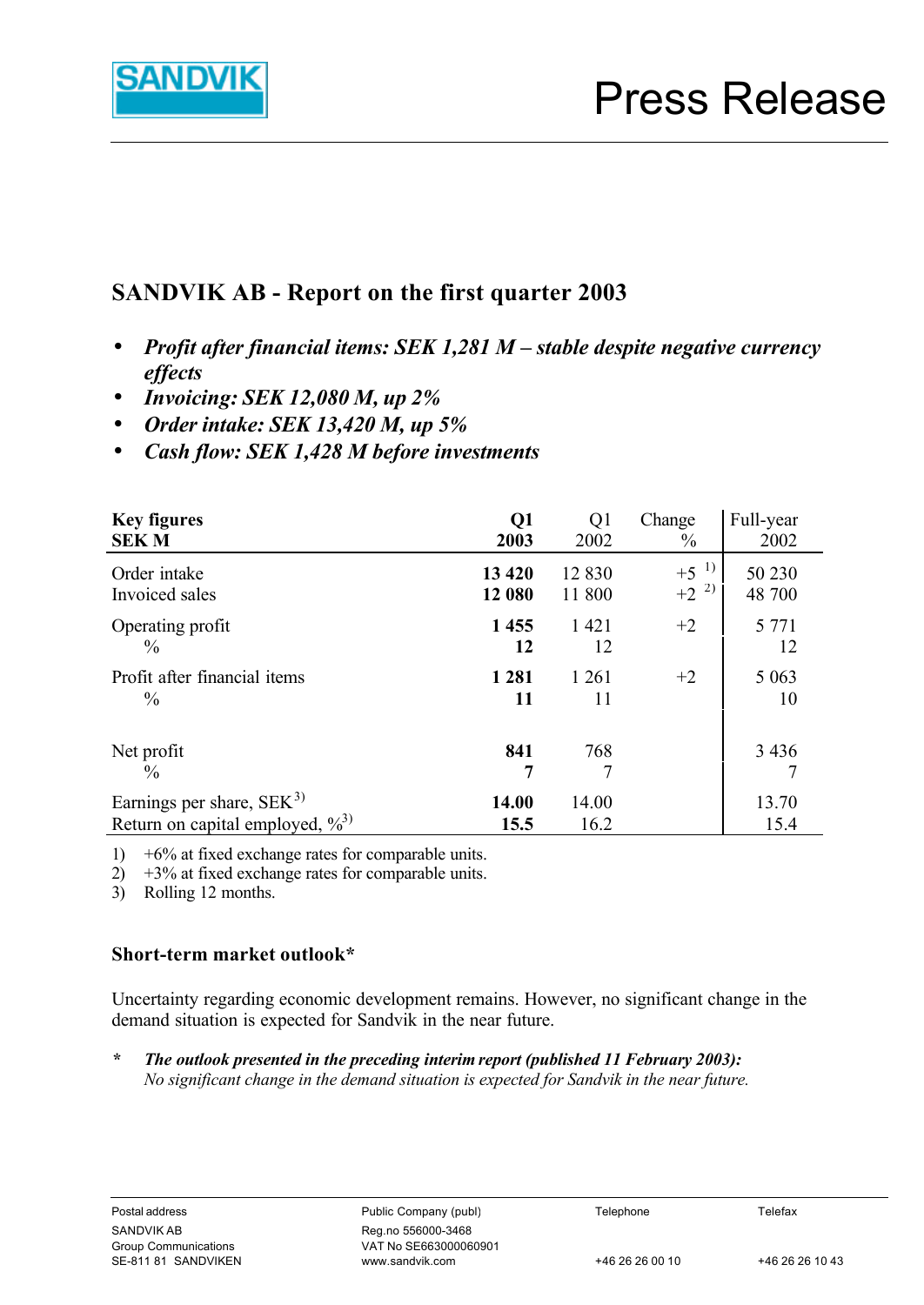# SANDVIK AB - Report on the first quarter 2003

- ***Profit after financial items: SEK 1,281 M – stable despite negative currency effects***
- ***Invoicing: SEK 12,080 M, up 2%***
- ***Order intake: SEK 13,420 M, up 5%***
- ***Cash flow: SEK 1,428 M before investments***

| **Key figures SEK M** | **Q1 2003** | Q1 2002 | Change % | Full-year 2002 |
|---|---|---|---|---|
| Order intake | **13 420** | 12 830 | +5 [1] | 50 230 |
| Invoiced sales | **12 080** | 11 800 | +2 [2] | 48 700 |
| Operating profit | **1 455** | 1 421 | +2 | 5 771 |
| % | **12** | 12 | | 12 |
| Profit after financial items | **1 281** | 1 261 | +2 | 5 063 |
| % | **11** | 11 | | 10 |
| Net profit | **841** | 768 | | 3 436 |
| % | **7** | 7 | | 7 |
| Earnings per share, SEK[3] | **14.00** | 14.00 | | 13.70 |
| Return on capital employed, %[3] | **15.5** | 16.2 | | 15.4 |

1) +6% at fixed exchange rates for comparable units.
2) +3% at fixed exchange rates for comparable units.
3) Rolling 12 months.

### Short-term market outlook*

Uncertainty regarding economic development remains. However, no significant change in the demand situation is expected for Sandvik in the near future.

\* ***The outlook presented in the preceding interim report (published 11 February 2003):***
*No significant change in the demand situation is expected for Sandvik in the near future.*

Postal address
SANDVIK AB
Group Communications
SE-811 81 SANDVIKEN

Public Company (publ)
Reg.no 556000-3468
VAT No SE663000060901
www.sandvik.com

Telephone
+46 26 26 00 10

Telefax
+46 26 26 10 43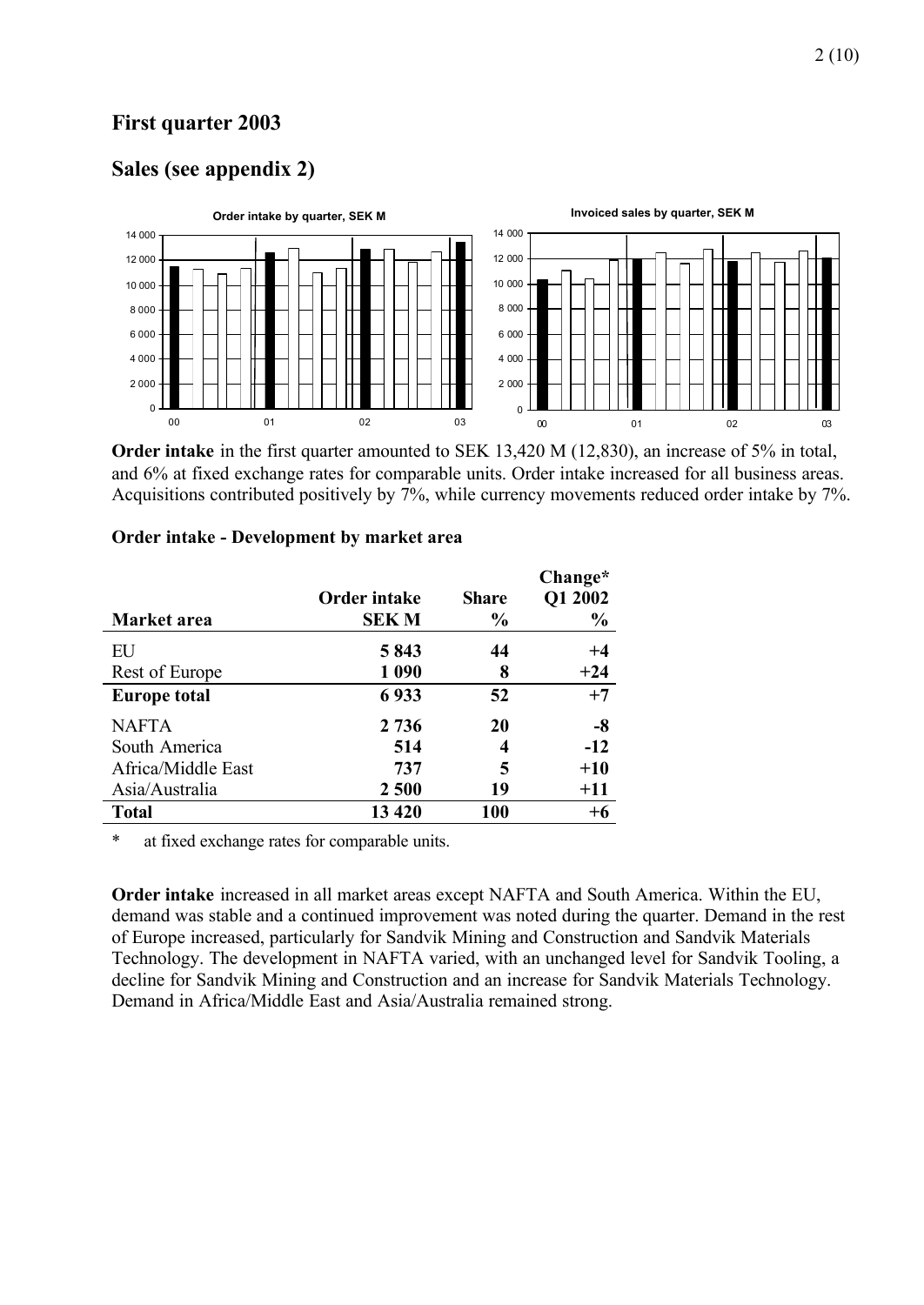## First quarter 2003

## Sales (see appendix 2)

**Order intake** in the first quarter amounted to SEK 13,420 M (12,830), an increase of 5% in total, and 6% at fixed exchange rates for comparable units. Order intake increased for all business areas. Acquisitions contributed positively by 7%, while currency movements reduced order intake by 7%.

**Order intake - Development by market area**

| Market area | Order intake SEK M | Share % | Change* Q1 2002 % |
|---|---|---|---|
| EU | **5 843** | **44** | **+4** |
| Rest of Europe | **1 090** | **8** | **+24** |
| **Europe total** | **6 933** | **52** | **+7** |
| NAFTA | **2 736** | **20** | **-8** |
| South America | **514** | **4** | **-12** |
| Africa/Middle East | **737** | **5** | **+10** |
| Asia/Australia | **2 500** | **19** | **+11** |
| **Total** | **13 420** | **100** | **+6** |

\* at fixed exchange rates for comparable units.

**Order intake** increased in all market areas except NAFTA and South America. Within the EU, demand was stable and a continued improvement was noted during the quarter. Demand in the rest of Europe increased, particularly for Sandvik Mining and Construction and Sandvik Materials Technology. The development in NAFTA varied, with an unchanged level for Sandvik Tooling, a decline for Sandvik Mining and Construction and an increase for Sandvik Materials Technology. Demand in Africa/Middle East and Asia/Australia remained strong.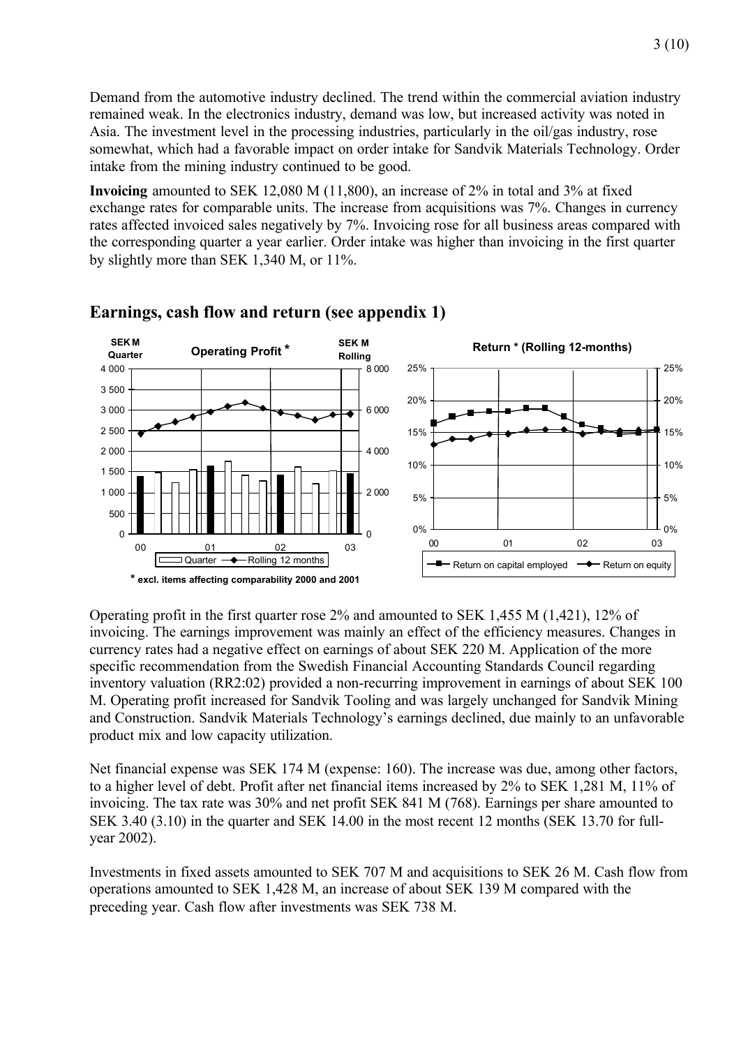Demand from the automotive industry declined. The trend within the commercial aviation industry remained weak. In the electronics industry, demand was low, but increased activity was noted in Asia. The investment level in the processing industries, particularly in the oil/gas industry, rose somewhat, which had a favorable impact on order intake for Sandvik Materials Technology. Order intake from the mining industry continued to be good.

**Invoicing** amounted to SEK 12,080 M (11,800), an increase of 2% in total and 3% at fixed exchange rates for comparable units. The increase from acquisitions was 7%. Changes in currency rates affected invoiced sales negatively by 7%. Invoicing rose for all business areas compared with the corresponding quarter a year earlier. Order intake was higher than invoicing in the first quarter by slightly more than SEK 1,340 M, or 11%.

## Earnings, cash flow and return (see appendix 1)

Operating profit in the first quarter rose 2% and amounted to SEK 1,455 M (1,421), 12% of invoicing. The earnings improvement was mainly an effect of the efficiency measures. Changes in currency rates had a negative effect on earnings of about SEK 220 M. Application of the more specific recommendation from the Swedish Financial Accounting Standards Council regarding inventory valuation (RR2:02) provided a non-recurring improvement in earnings of about SEK 100 M. Operating profit increased for Sandvik Tooling and was largely unchanged for Sandvik Mining and Construction. Sandvik Materials Technology's earnings declined, due mainly to an unfavorable product mix and low capacity utilization.

Net financial expense was SEK 174 M (expense: 160). The increase was due, among other factors, to a higher level of debt. Profit after net financial items increased by 2% to SEK 1,281 M, 11% of invoicing. The tax rate was 30% and net profit SEK 841 M (768). Earnings per share amounted to SEK 3.40 (3.10) in the quarter and SEK 14.00 in the most recent 12 months (SEK 13.70 for full-year 2002).

Investments in fixed assets amounted to SEK 707 M and acquisitions to SEK 26 M. Cash flow from operations amounted to SEK 1,428 M, an increase of about SEK 139 M compared with the preceding year. Cash flow after investments was SEK 738 M.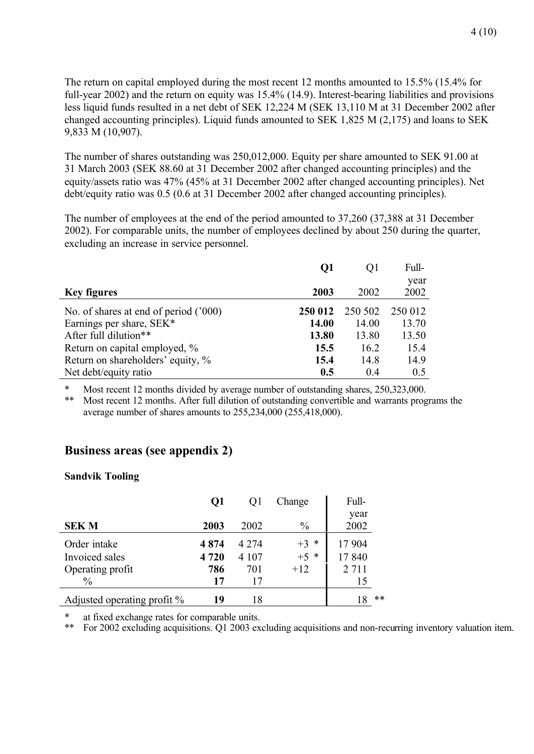The return on capital employed during the most recent 12 months amounted to 15.5% (15.4% for full-year 2002) and the return on equity was 15.4% (14.9). Interest-bearing liabilities and provisions less liquid funds resulted in a net debt of SEK 12,224 M (SEK 13,110 M at 31 December 2002 after changed accounting principles). Liquid funds amounted to SEK 1,825 M (2,175) and loans to SEK 9,833 M (10,907).

The number of shares outstanding was 250,012,000. Equity per share amounted to SEK 91.00 at 31 March 2003 (SEK 88.60 at 31 December 2002 after changed accounting principles) and the equity/assets ratio was 47% (45% at 31 December 2002 after changed accounting principles). Net debt/equity ratio was 0.5 (0.6 at 31 December 2002 after changed accounting principles).

The number of employees at the end of the period amounted to 37,260 (37,388 at 31 December 2002). For comparable units, the number of employees declined by about 250 during the quarter, excluding an increase in service personnel.

| Key figures | **Q1 2003** | Q1 2002 | Full-year 2002 |
|---|---|---|---|
| No. of shares at end of period ('000) | **250 012** | 250 502 | 250 012 |
| Earnings per share, SEK* | **14.00** | 14.00 | 13.70 |
| After full dilution** | **13.80** | 13.80 | 13.50 |
| Return on capital employed, % | **15.5** | 16.2 | 15.4 |
| Return on shareholders' equity, % | **15.4** | 14.8 | 14.9 |
| Net debt/equity ratio | **0.5** | 0.4 | 0.5 |

\* Most recent 12 months divided by average number of outstanding shares, 250,323,000.

\*\* Most recent 12 months. After full dilution of outstanding convertible and warrants programs the average number of shares amounts to 255,234,000 (255,418,000).

## Business areas (see appendix 2)

**Sandvik Tooling**

| SEK M | **Q1 2003** | Q1 2002 | Change % | Full-year 2002 |
|---|---|---|---|---|
| Order intake | **4 874** | 4 274 | +3 * | 17 904 |
| Invoiced sales | **4 720** | 4 107 | +5 * | 17 840 |
| Operating profit | **786** | 701 | +12 | 2 711 |
| % | **17** | 17 | | 15 |
| Adjusted operating profit % | **19** | 18 | | 18 ** |

\* at fixed exchange rates for comparable units.

\*\* For 2002 excluding acquisitions. Q1 2003 excluding acquisitions and non-recurring inventory valuation item.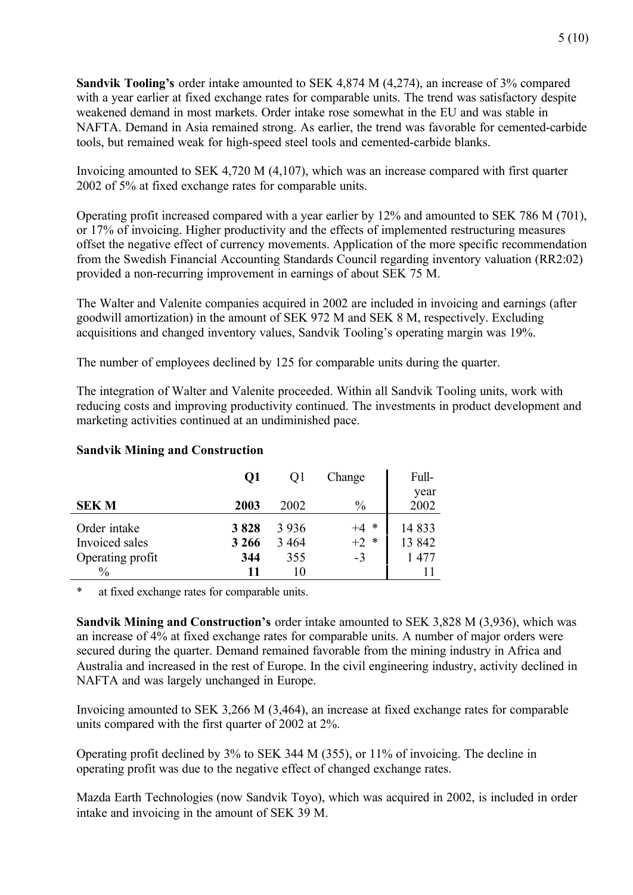**Sandvik Tooling's** order intake amounted to SEK 4,874 M (4,274), an increase of 3% compared with a year earlier at fixed exchange rates for comparable units. The trend was satisfactory despite weakened demand in most markets. Order intake rose somewhat in the EU and was stable in NAFTA. Demand in Asia remained strong. As earlier, the trend was favorable for cemented-carbide tools, but remained weak for high-speed steel tools and cemented-carbide blanks.

Invoicing amounted to SEK 4,720 M (4,107), which was an increase compared with first quarter 2002 of 5% at fixed exchange rates for comparable units.

Operating profit increased compared with a year earlier by 12% and amounted to SEK 786 M (701), or 17% of invoicing. Higher productivity and the effects of implemented restructuring measures offset the negative effect of currency movements. Application of the more specific recommendation from the Swedish Financial Accounting Standards Council regarding inventory valuation (RR2:02) provided a non-recurring improvement in earnings of about SEK 75 M.

The Walter and Valenite companies acquired in 2002 are included in invoicing and earnings (after goodwill amortization) in the amount of SEK 972 M and SEK 8 M, respectively. Excluding acquisitions and changed inventory values, Sandvik Tooling's operating margin was 19%.

The number of employees declined by 125 for comparable units during the quarter.

The integration of Walter and Valenite proceeded. Within all Sandvik Tooling units, work with reducing costs and improving productivity continued. The investments in product development and marketing activities continued at an undiminished pace.

**Sandvik Mining and Construction**

| SEK M | **Q1 2003** | Q1 2002 | Change % | Full-year 2002 |
|---|---|---|---|---|
| Order intake | **3 828** | 3 936 | +4 * | 14 833 |
| Invoiced sales | **3 266** | 3 464 | +2 * | 13 842 |
| Operating profit | **344** | 355 | -3 | 1 477 |
| % | **11** | 10 | | 11 |

\* at fixed exchange rates for comparable units.

**Sandvik Mining and Construction's** order intake amounted to SEK 3,828 M (3,936), which was an increase of 4% at fixed exchange rates for comparable units. A number of major orders were secured during the quarter. Demand remained favorable from the mining industry in Africa and Australia and increased in the rest of Europe. In the civil engineering industry, activity declined in NAFTA and was largely unchanged in Europe.

Invoicing amounted to SEK 3,266 M (3,464), an increase at fixed exchange rates for comparable units compared with the first quarter of 2002 at 2%.

Operating profit declined by 3% to SEK 344 M (355), or 11% of invoicing. The decline in operating profit was due to the negative effect of changed exchange rates.

Mazda Earth Technologies (now Sandvik Toyo), which was acquired in 2002, is included in order intake and invoicing in the amount of SEK 39 M.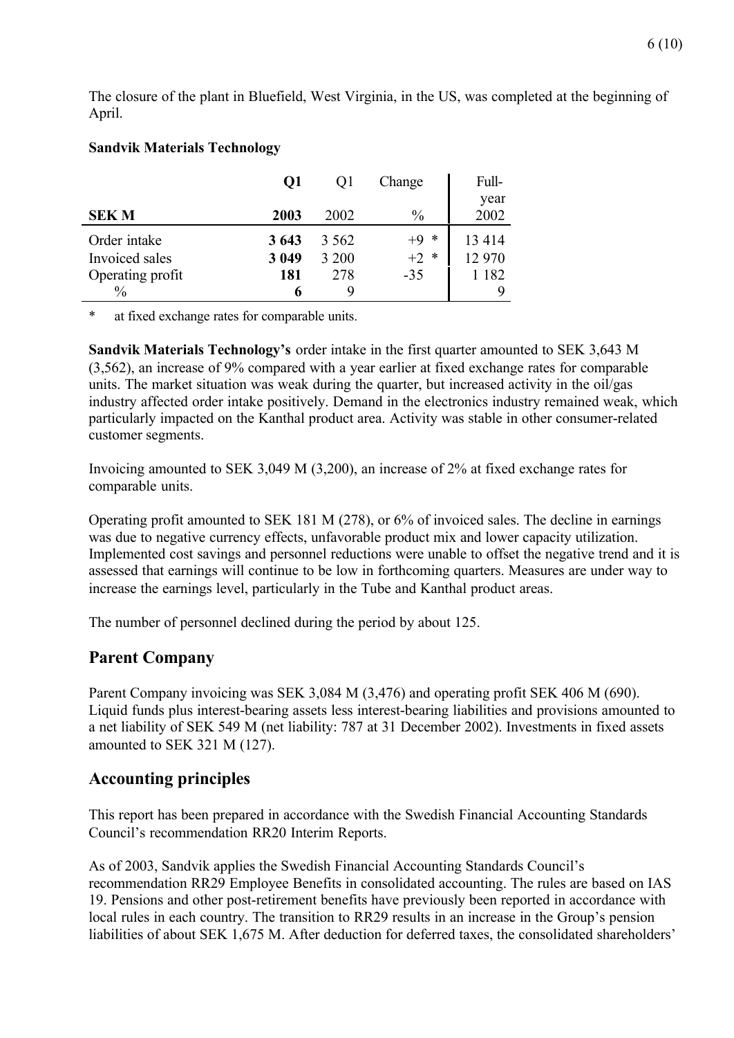The closure of the plant in Bluefield, West Virginia, in the US, was completed at the beginning of April.

**Sandvik Materials Technology**

| SEK M | **Q1 2003** | Q1 2002 | Change % | Full-year 2002 |
|---|---|---|---|---|
| Order intake | **3 643** | 3 562 | +9 * | 13 414 |
| Invoiced sales | **3 049** | 3 200 | +2 * | 12 970 |
| Operating profit | **181** | 278 | -35 | 1 182 |
| % | **6** | 9 | | 9 |

\* at fixed exchange rates for comparable units.

**Sandvik Materials Technology's** order intake in the first quarter amounted to SEK 3,643 M (3,562), an increase of 9% compared with a year earlier at fixed exchange rates for comparable units. The market situation was weak during the quarter, but increased activity in the oil/gas industry affected order intake positively. Demand in the electronics industry remained weak, which particularly impacted on the Kanthal product area. Activity was stable in other consumer-related customer segments.

Invoicing amounted to SEK 3,049 M (3,200), an increase of 2% at fixed exchange rates for comparable units.

Operating profit amounted to SEK 181 M (278), or 6% of invoiced sales. The decline in earnings was due to negative currency effects, unfavorable product mix and lower capacity utilization. Implemented cost savings and personnel reductions were unable to offset the negative trend and it is assessed that earnings will continue to be low in forthcoming quarters. Measures are under way to increase the earnings level, particularly in the Tube and Kanthal product areas.

The number of personnel declined during the period by about 125.

## Parent Company

Parent Company invoicing was SEK 3,084 M (3,476) and operating profit SEK 406 M (690). Liquid funds plus interest-bearing assets less interest-bearing liabilities and provisions amounted to a net liability of SEK 549 M (net liability: 787 at 31 December 2002). Investments in fixed assets amounted to SEK 321 M (127).

## Accounting principles

This report has been prepared in accordance with the Swedish Financial Accounting Standards Council's recommendation RR20 Interim Reports.

As of 2003, Sandvik applies the Swedish Financial Accounting Standards Council's recommendation RR29 Employee Benefits in consolidated accounting. The rules are based on IAS 19. Pensions and other post-retirement benefits have previously been reported in accordance with local rules in each country. The transition to RR29 results in an increase in the Group's pension liabilities of about SEK 1,675 M. After deduction for deferred taxes, the consolidated shareholders'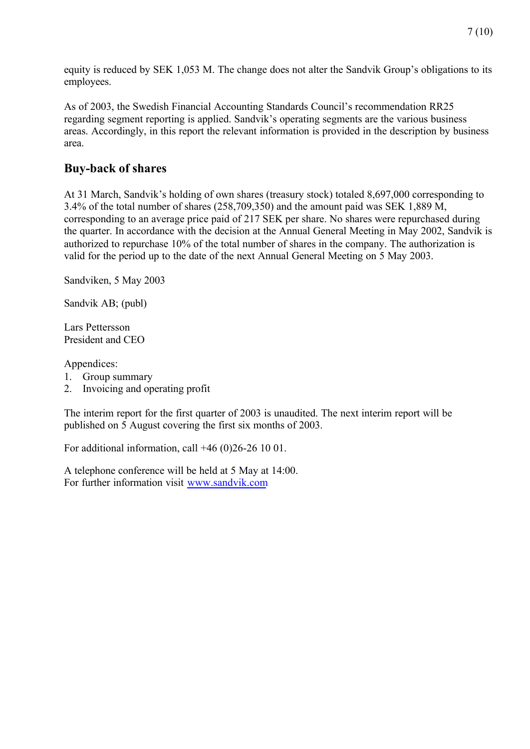equity is reduced by SEK 1,053 M. The change does not alter the Sandvik Group's obligations to its employees.

As of 2003, the Swedish Financial Accounting Standards Council's recommendation RR25 regarding segment reporting is applied. Sandvik's operating segments are the various business areas. Accordingly, in this report the relevant information is provided in the description by business area.

## Buy-back of shares

At 31 March, Sandvik's holding of own shares (treasury stock) totaled 8,697,000 corresponding to 3.4% of the total number of shares (258,709,350) and the amount paid was SEK 1,889 M, corresponding to an average price paid of 217 SEK per share. No shares were repurchased during the quarter. In accordance with the decision at the Annual General Meeting in May 2002, Sandvik is authorized to repurchase 10% of the total number of shares in the company. The authorization is valid for the period up to the date of the next Annual General Meeting on 5 May 2003.

Sandviken, 5 May 2003

Sandvik AB; (publ)

Lars Pettersson
President and CEO

Appendices:
1. Group summary
2. Invoicing and operating profit

The interim report for the first quarter of 2003 is unaudited. The next interim report will be published on 5 August covering the first six months of 2003.

For additional information, call +46 (0)26-26 10 01.

A telephone conference will be held at 5 May at 14:00.
For further information visit www.sandvik.com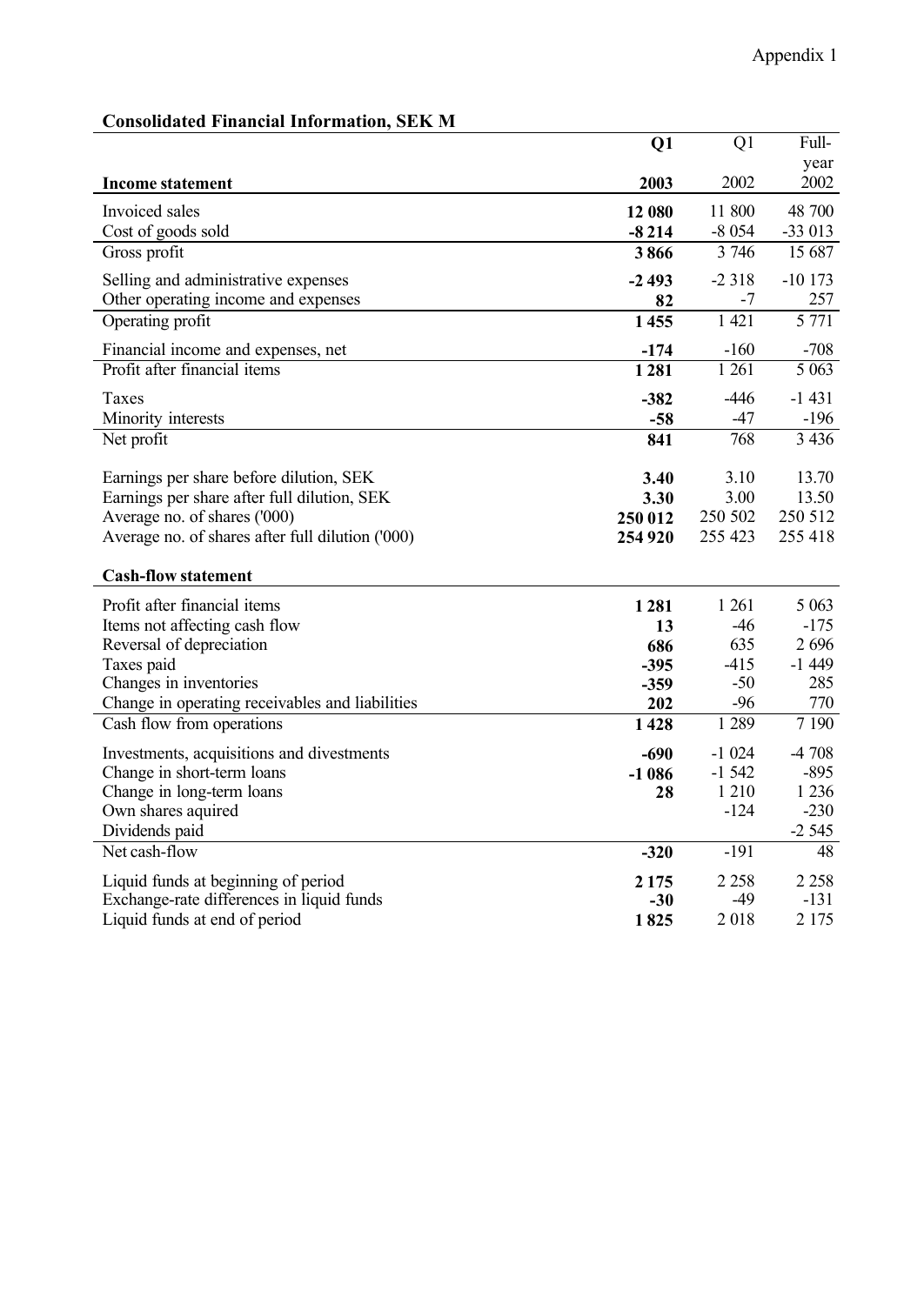Appendix 1

## Consolidated Financial Information, SEK M

| Income statement | **Q1 2003** | Q1 2002 | Full-year 2002 |
|---|---|---|---|
| Invoiced sales | **12 080** | 11 800 | 48 700 |
| Cost of goods sold | **-8 214** | -8 054 | -33 013 |
| Gross profit | **3 866** | 3 746 | 15 687 |
| Selling and administrative expenses | **-2 493** | -2 318 | -10 173 |
| Other operating income and expenses | **82** | -7 | 257 |
| Operating profit | **1 455** | 1 421 | 5 771 |
| Financial income and expenses, net | **-174** | -160 | -708 |
| Profit after financial items | **1 281** | 1 261 | 5 063 |
| Taxes | **-382** | -446 | -1 431 |
| Minority interests | **-58** | -47 | -196 |
| Net profit | **841** | 768 | 3 436 |
| Earnings per share before dilution, SEK | **3.40** | 3.10 | 13.70 |
| Earnings per share after full dilution, SEK | **3.30** | 3.00 | 13.50 |
| Average no. of shares ('000) | **250 012** | 250 502 | 250 512 |
| Average no. of shares after full dilution ('000) | **254 920** | 255 423 | 255 418 |

| Cash-flow statement | **Q1 2003** | Q1 2002 | Full-year 2002 |
|---|---|---|---|
| Profit after financial items | **1 281** | 1 261 | 5 063 |
| Items not affecting cash flow | **13** | -46 | -175 |
| Reversal of depreciation | **686** | 635 | 2 696 |
| Taxes paid | **-395** | -415 | -1 449 |
| Changes in inventories | **-359** | -50 | 285 |
| Change in operating receivables and liabilities | **202** | -96 | 770 |
| Cash flow from operations | **1 428** | 1 289 | 7 190 |
| Investments, acquisitions and divestments | **-690** | -1 024 | -4 708 |
| Change in short-term loans | **-1 086** | -1 542 | -895 |
| Change in long-term loans | **28** | 1 210 | 1 236 |
| Own shares aquired | | -124 | -230 |
| Dividends paid | | | -2 545 |
| Net cash-flow | **-320** | -191 | 48 |
| Liquid funds at beginning of period | **2 175** | 2 258 | 2 258 |
| Exchange-rate differences in liquid funds | **-30** | -49 | -131 |
| Liquid funds at end of period | **1 825** | 2 018 | 2 175 |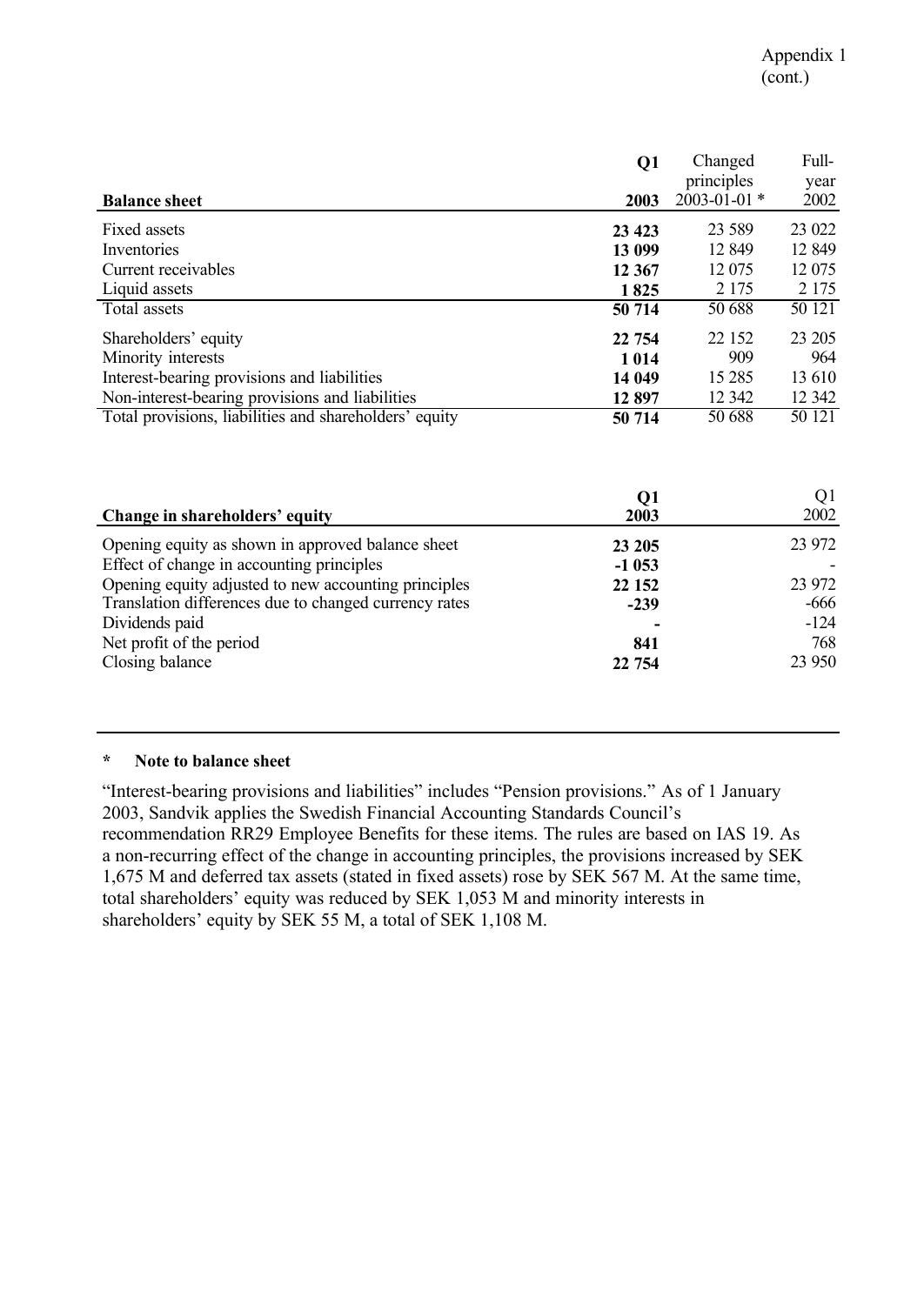Appendix 1
(cont.)

| Balance sheet | Q1 2003 | Changed principles 2003-01-01 * | Full-year 2002 |
|---|---|---|---|
| Fixed assets | **23 423** | 23 589 | 23 022 |
| Inventories | **13 099** | 12 849 | 12 849 |
| Current receivables | **12 367** | 12 075 | 12 075 |
| Liquid assets | **1 825** | 2 175 | 2 175 |
| Total assets | **50 714** | 50 688 | 50 121 |
| Shareholders' equity | **22 754** | 22 152 | 23 205 |
| Minority interests | **1 014** | 909 | 964 |
| Interest-bearing provisions and liabilities | **14 049** | 15 285 | 13 610 |
| Non-interest-bearing provisions and liabilities | **12 897** | 12 342 | 12 342 |
| Total provisions, liabilities and shareholders' equity | **50 714** | 50 688 | 50 121 |

| Change in shareholders' equity | Q1 2003 | Q1 2002 |
|---|---|---|
| Opening equity as shown in approved balance sheet | **23 205** | 23 972 |
| Effect of change in accounting principles | **-1 053** | - |
| Opening equity adjusted to new accounting principles | **22 152** | 23 972 |
| Translation differences due to changed currency rates | **-239** | -666 |
| Dividends paid | **-** | -124 |
| Net profit of the period | **841** | 768 |
| Closing balance | **22 754** | 23 950 |

**\* Note to balance sheet**

"Interest-bearing provisions and liabilities" includes "Pension provisions." As of 1 January 2003, Sandvik applies the Swedish Financial Accounting Standards Council's recommendation RR29 Employee Benefits for these items. The rules are based on IAS 19. As a non-recurring effect of the change in accounting principles, the provisions increased by SEK 1,675 M and deferred tax assets (stated in fixed assets) rose by SEK 567 M. At the same time, total shareholders' equity was reduced by SEK 1,053 M and minority interests in shareholders' equity by SEK 55 M, a total of SEK 1,108 M.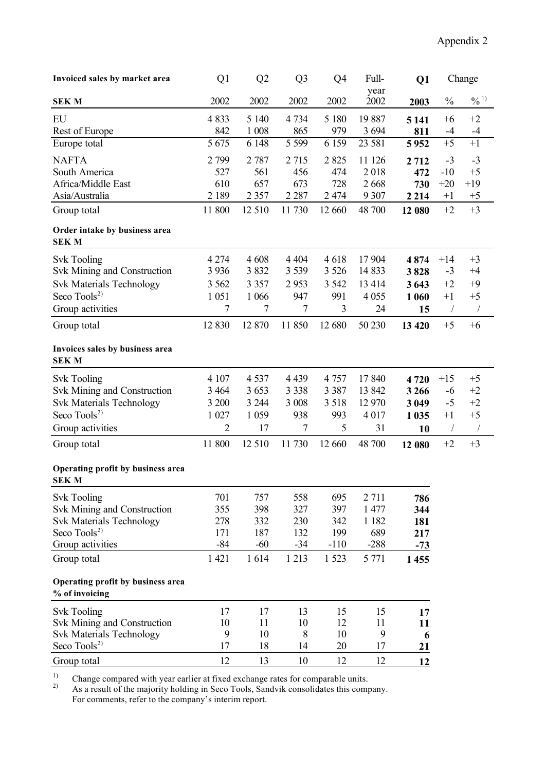Appendix 2

| Invoiced sales by market area | Q1 | Q2 | Q3 | Q4 | Full-year | **Q1** | Change | |
|---|---|---|---|---|---|---|---|---|
| **SEK M** | 2002 | 2002 | 2002 | 2002 | 2002 | **2003** | % | % [1] |
| EU | 4 833 | 5 140 | 4 734 | 5 180 | 19 887 | **5 141** | +6 | +2 |
| Rest of Europe | 842 | 1 008 | 865 | 979 | 3 694 | **811** | -4 | -4 |
| Europe total | 5 675 | 6 148 | 5 599 | 6 159 | 23 581 | **5 952** | +5 | +1 |
| NAFTA | 2 799 | 2 787 | 2 715 | 2 825 | 11 126 | **2 712** | -3 | -3 |
| South America | 527 | 561 | 456 | 474 | 2 018 | **472** | -10 | +5 |
| Africa/Middle East | 610 | 657 | 673 | 728 | 2 668 | **730** | +20 | +19 |
| Asia/Australia | 2 189 | 2 357 | 2 287 | 2 474 | 9 307 | **2 214** | +1 | +5 |
| Group total | 11 800 | 12 510 | 11 730 | 12 660 | 48 700 | **12 080** | +2 | +3 |
| **Order intake by business area SEK M** | | | | | | | | |
| Svk Tooling | 4 274 | 4 608 | 4 404 | 4 618 | 17 904 | **4 874** | +14 | +3 |
| Svk Mining and Construction | 3 936 | 3 832 | 3 539 | 3 526 | 14 833 | **3 828** | -3 | +4 |
| Svk Materials Technology | 3 562 | 3 357 | 2 953 | 3 542 | 13 414 | **3 643** | +2 | +9 |
| Seco Tools[2] | 1 051 | 1 066 | 947 | 991 | 4 055 | **1 060** | +1 | +5 |
| Group activities | 7 | 7 | 7 | 3 | 24 | **15** | / | / |
| Group total | 12 830 | 12 870 | 11 850 | 12 680 | 50 230 | **13 420** | +5 | +6 |
| **Invoices sales by business area SEK M** | | | | | | | | |
| Svk Tooling | 4 107 | 4 537 | 4 439 | 4 757 | 17 840 | **4 720** | +15 | +5 |
| Svk Mining and Construction | 3 464 | 3 653 | 3 338 | 3 387 | 13 842 | **3 266** | -6 | +2 |
| Svk Materials Technology | 3 200 | 3 244 | 3 008 | 3 518 | 12 970 | **3 049** | -5 | +2 |
| Seco Tools[2] | 1 027 | 1 059 | 938 | 993 | 4 017 | **1 035** | +1 | +5 |
| Group activities | 2 | 17 | 7 | 5 | 31 | **10** | / | / |
| Group total | 11 800 | 12 510 | 11 730 | 12 660 | 48 700 | **12 080** | +2 | +3 |
| **Operating profit by business area SEK M** | | | | | | | | |
| Svk Tooling | 701 | 757 | 558 | 695 | 2 711 | **786** | | |
| Svk Mining and Construction | 355 | 398 | 327 | 397 | 1 477 | **344** | | |
| Svk Materials Technology | 278 | 332 | 230 | 342 | 1 182 | **181** | | |
| Seco Tools[2] | 171 | 187 | 132 | 199 | 689 | **217** | | |
| Group activities | -84 | -60 | -34 | -110 | -288 | **-73** | | |
| Group total | 1 421 | 1 614 | 1 213 | 1 523 | 5 771 | **1 455** | | |
| **Operating profit by business area % of invoicing** | | | | | | | | |
| Svk Tooling | 17 | 17 | 13 | 15 | 15 | **17** | | |
| Svk Mining and Construction | 10 | 11 | 10 | 12 | 11 | **11** | | |
| Svk Materials Technology | 9 | 10 | 8 | 10 | 9 | **6** | | |
| Seco Tools[2] | 17 | 18 | 14 | 20 | 17 | **21** | | |
| Group total | 12 | 13 | 10 | 12 | 12 | **12** | | |

1) Change compared with year earlier at fixed exchange rates for comparable units.

2) As a result of the majority holding in Seco Tools, Sandvik consolidates this company. For comments, refer to the company's interim report.